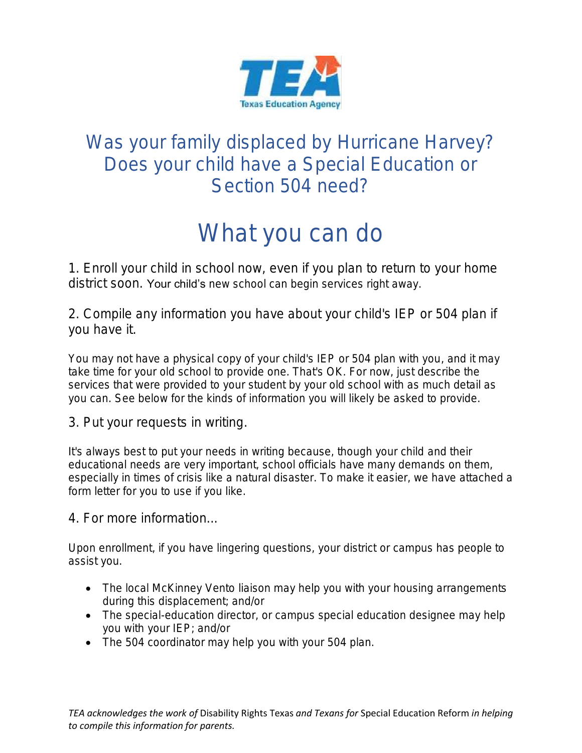Texas Education Agency

# Was your family displaced by Hurricane Harvey? Does your child have a Special Education or Section 504 need?

# What you can do

1. Enroll your child in school now, even if you plan to return to your home district soon. Your child's new school can begin services right away.

2. Compile any information you have about your child's IEP or 504 plan if you have it.

You may not have a physical copy of your child's IEP or 504 plan with you, and it may take time for your old school to provide one. That's OK. For now, just describe the services that were provided to your student by your old school with as much detail as you can. See below for the kinds of information you will likely be asked to provide.

3. Put your requests in writing.

It's always best to put your needs in writing because, though your child and their educational needs are very important, school officials have many demands on them, especially in times of crisis like a natural disaster. To make it easier, we have attached a form letter for you to use if you like.

4. For more information...

Upon enrollment, if you have lingering questions, your district or campus has people to assist you.

- The local McKinney Vento liaison may help you with your housing arrangements during this displacement; and/or
- The special-education director, or campus special education designee may help you with your IEP; and/or
- The 504 coordinator may help you with your 504 plan.

*TEA acknowledges the work of* Disability Rights Texas *and Texans for* Special Education Reform *in helping to compile this information for parents.*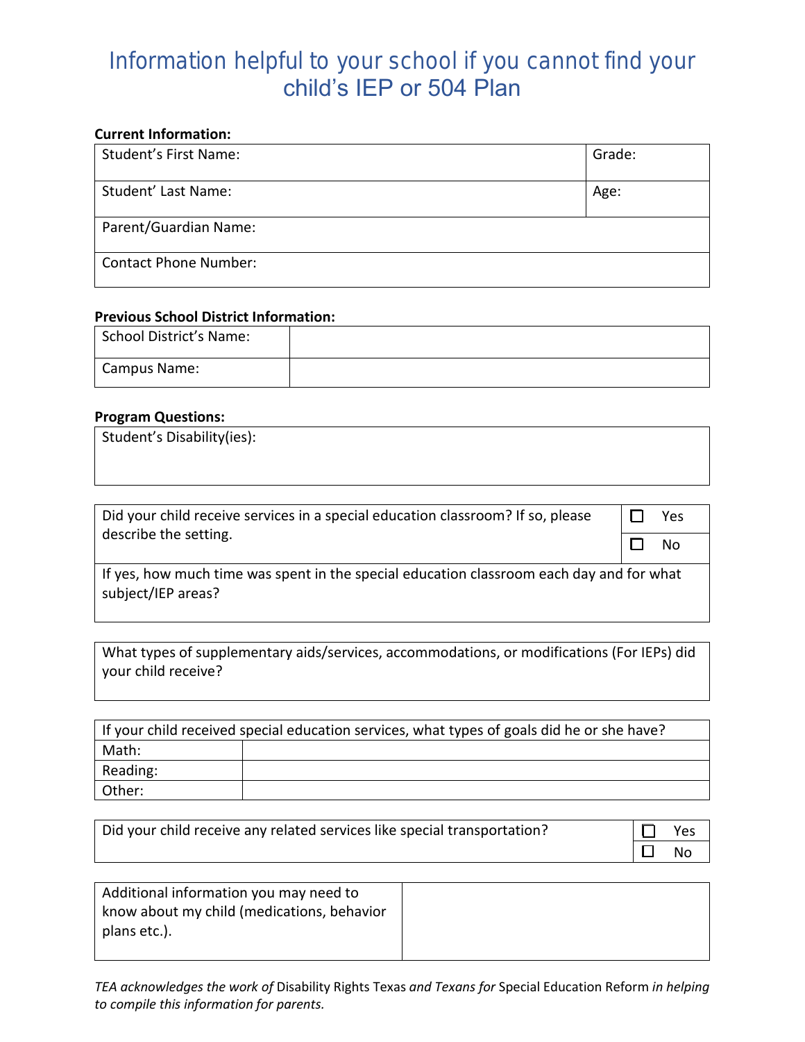# Information helpful to your school if you cannot find your child's IEP or 504 Plan

**Current Information:**

| Student's First Name: | Grade: |
|---|---|
| Student' Last Name: | Age: |
| Parent/Guardian Name: | |
| Contact Phone Number: | |

**Previous School District Information:**

| School District's Name: | |
|---|---|
| Campus Name: | |

**Program Questions:**

| Student's Disability(ies): |
|---|
| |

| Did your child receive services in a special education classroom? If so, please describe the setting. | ☐ Yes |
|---|---|
| | ☐ No |
| If yes, how much time was spent in the special education classroom each day and for what subject/IEP areas? | |

| What types of supplementary aids/services, accommodations, or modifications (For IEPs) did your child receive? |
|---|
| |

| If your child received special education services, what types of goals did he or she have? | |
|---|---|
| Math: | |
| Reading: | |
| Other: | |

| Did your child receive any related services like special transportation? | ☐ Yes |
|---|---|
| | ☐ No |

| Additional information you may need to know about my child (medications, behavior plans etc.). | |
|---|---|

*TEA acknowledges the work of* Disability Rights Texas *and Texans for* Special Education Reform *in helping to compile this information for parents.*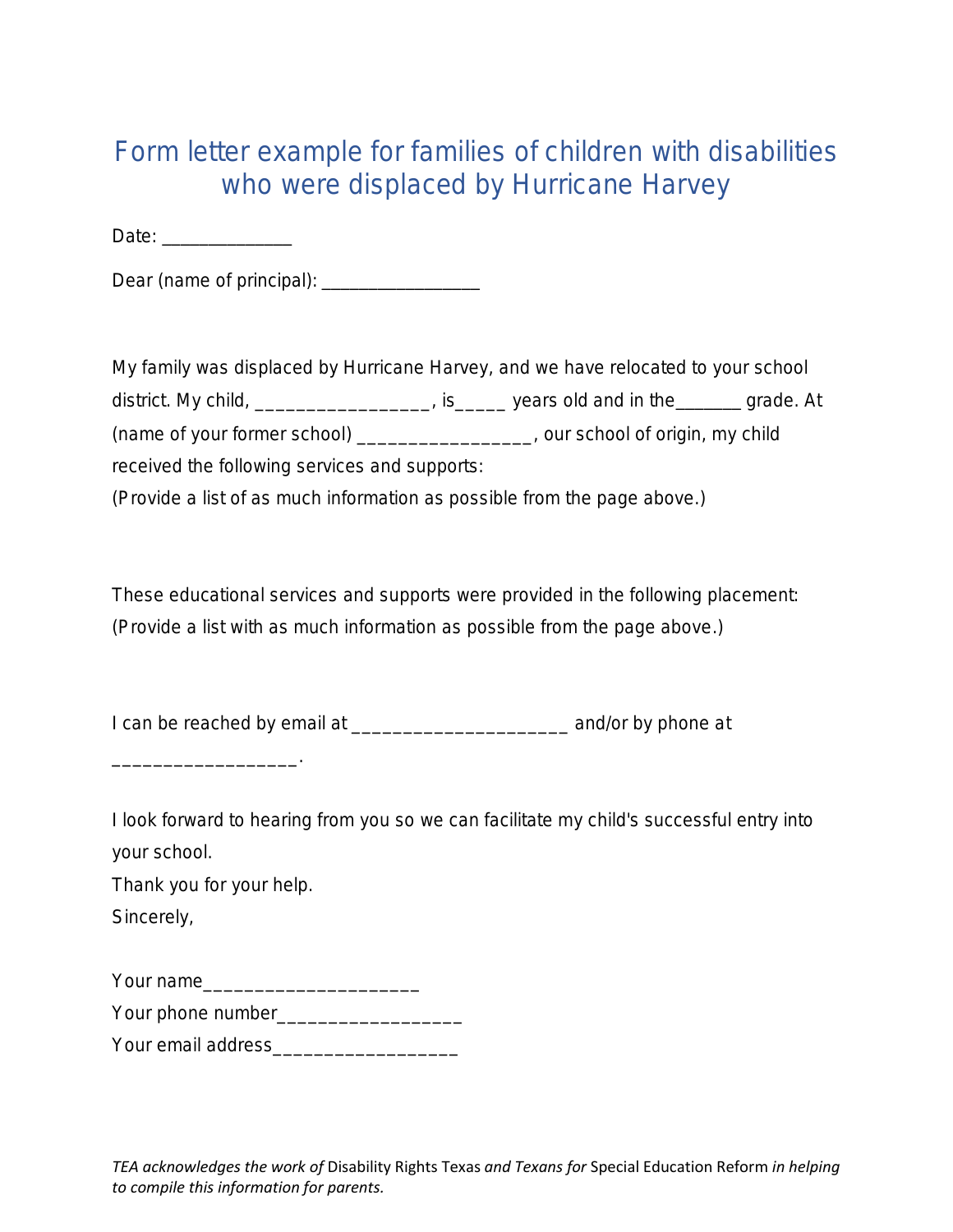# Form letter example for families of children with disabilities who were displaced by Hurricane Harvey

Date: ______________

Dear (name of principal): _________________

My family was displaced by Hurricane Harvey, and we have relocated to your school district. My child, _________________, is_____ years old and in the_______ grade. At (name of your former school) _________________, our school of origin, my child received the following services and supports:
(Provide a list of as much information as possible from the page above.)

These educational services and supports were provided in the following placement:
(Provide a list with as much information as possible from the page above.)

I can be reached by email at _____________________ and/or by phone at _________________.

I look forward to hearing from you so we can facilitate my child's successful entry into your school.
Thank you for your help.
Sincerely,

Your name____________________
Your phone number_________________
Your email address_________________

*TEA acknowledges the work of* Disability Rights Texas *and Texans for* Special Education Reform *in helping to compile this information for parents.*